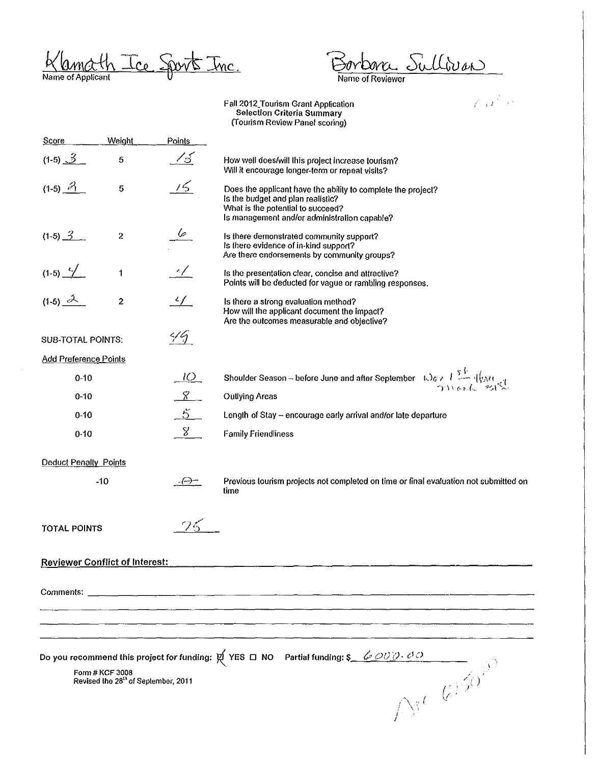Klamath Ice Sports Inc.
Name of Applicant

Barbara Sullivan
Name of Reviewer

Fall 2012 Tourism Grant Application
Selection Criteria Summary
(Tourism Review Panel scoring)

| Score | Weight | Points | |
|---|---|---|---|
| (1-5) 3 | 5 | 15 | How well does/will this project increase tourism? Will it encourage longer-term or repeat visits? |
| (1-5) 3 | 5 | 15 | Does the applicant have the ability to complete the project? Is the budget and plan realistic? What is the potential to succeed? Is management and/or administration capable? |
| (1-5) 3 | 2 | 6 | Is there demonstrated community support? Is there evidence of in-kind support? Are there endorsements by community groups? |
| (1-5) 4 | 1 | 4 | Is the presentation clear, concise and attractive? Points will be deducted for vague or rambling responses. |
| (1-5) 2 | 2 | 4 | Is there a strong evaluation method? How will the applicant document the impact? Are the outcomes measurable and objective? |
| SUB-TOTAL POINTS: | | 49 | |

**Add Preference Points**

| | Points | |
|---|---|---|
| 0-10 | 10 | Shoulder Season – before June and after September Nov 1st thru March 31st |
| 0-10 | 8 | Outlying Areas |
| 0-10 | 5 | Length of Stay – encourage early arrival and/or late departure |
| 0-10 | 8 | Family Friendliness |

**Deduct Penalty Points**

| | Points | |
|---|---|---|
| -10 | -0- | Previous tourism projects not completed on time or final evaluation not submitted on time |

TOTAL POINTS 75

**Reviewer Conflict of Interest:** ______

Comments: ______

Do you recommend this project for funding: ☒ YES ☐ NO Partial funding: $ 6000.00

Form # KCF 3008
Revised the 28th of September, 2011

Avg 6750.00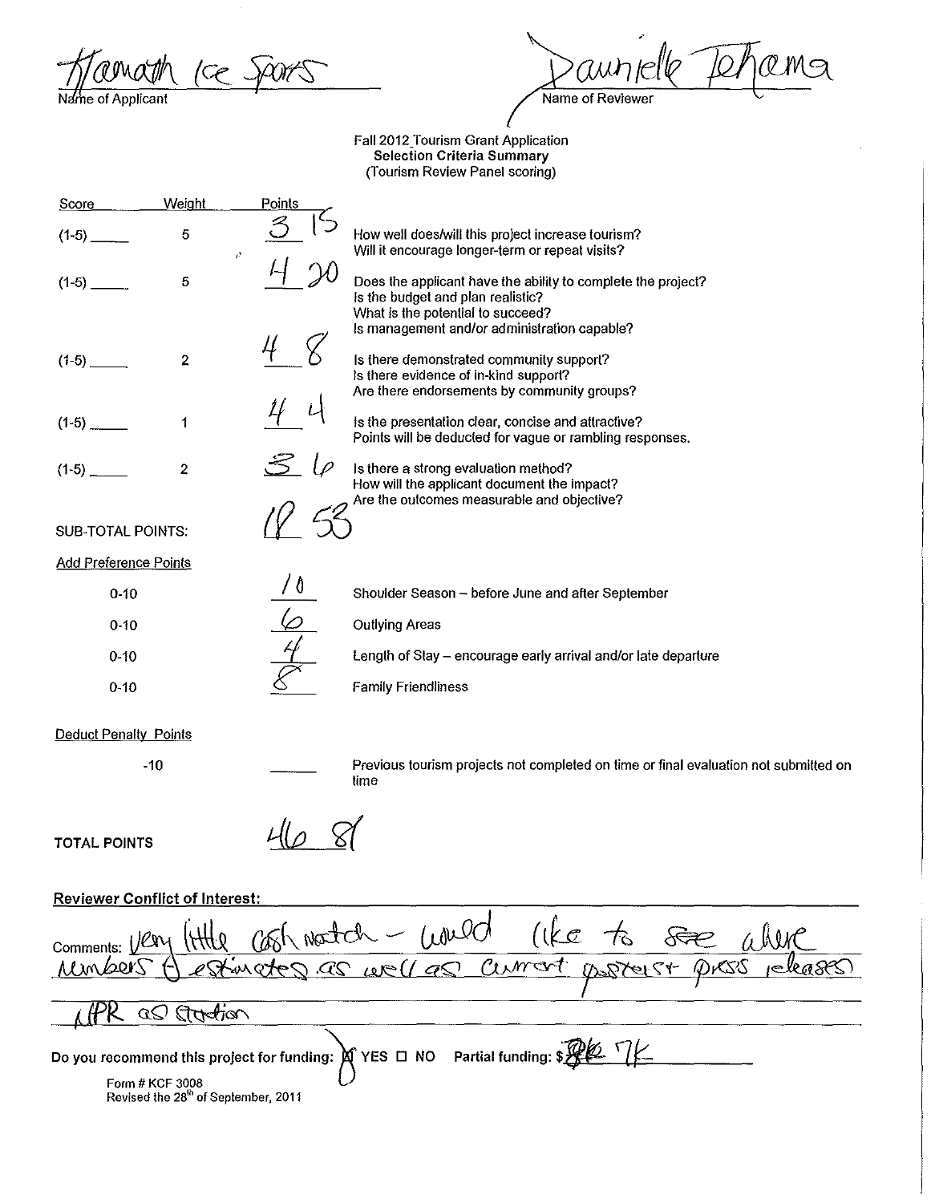Klamath Ice Sports
Name of Applicant

Daunielle Tehama
Name of Reviewer

Fall 2012 Tourism Grant Application
**Selection Criteria Summary**
(Tourism Review Panel scoring)

| Score | Weight | Points | |
|---|---|---|---|
| (1-5) ____ | 5 | 3 15 | How well does/will this project increase tourism? Will it encourage longer-term or repeat visits? |
| (1-5) ____ | 5 | 4 20 | Does the applicant have the ability to complete the project? Is the budget and plan realistic? What is the potential to succeed? Is management and/or administration capable? |
| (1-5) ____ | 2 | 4 8 | Is there demonstrated community support? Is there evidence of in-kind support? Are there endorsements by community groups? |
| (1-5) ____ | 1 | 4 4 | Is the presentation clear, concise and attractive? Points will be deducted for vague or rambling responses. |
| (1-5) ____ | 2 | 3 6 | Is there a strong evaluation method? How will the applicant document the impact? Are the outcomes measurable and objective? |
| SUB-TOTAL POINTS: | | 18 53 | |

**Add Preference Points**

| | Points | |
|---|---|---|
| 0-10 | 10 | Shoulder Season – before June and after September |
| 0-10 | 6 | Outlying Areas |
| 0-10 | 4 | Length of Stay – encourage early arrival and/or late departure |
| 0-10 | 8 | Family Friendliness |

**Deduct Penalty Points**

| | Points | |
|---|---|---|
| -10 | ____ | Previous tourism projects not completed on time or final evaluation not submitted on time |

**TOTAL POINTS** 46 81

**Reviewer Conflict of Interest:**

Comments: Very little cash match – would like to see where numbers (-) estimates as well as current posters press releases NPR as station

Do you recommend this project for funding: ☒ YES ☐ NO Partial funding: $ 7K

Form # KCF 3008
Revised the 28[th] of September, 2011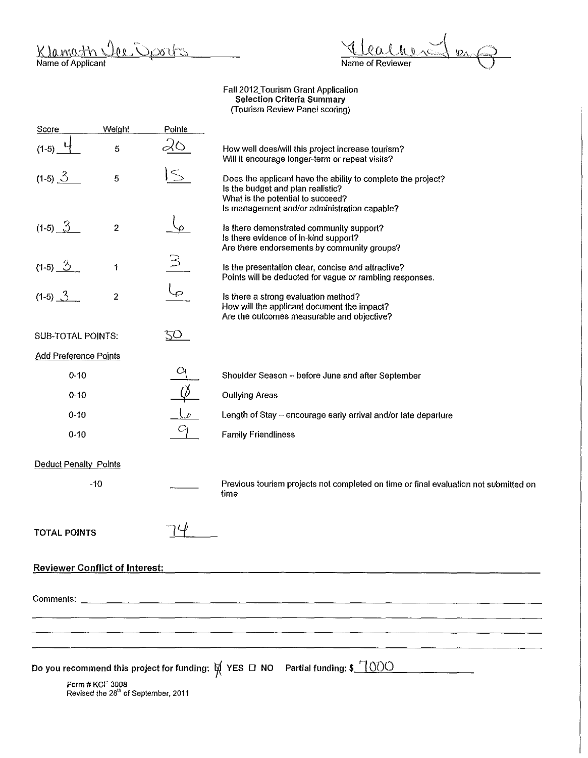Klamath Ice Sports
Name of Applicant

Heather Long
Name of Reviewer

Fall 2012 Tourism Grant Application
**Selection Criteria Summary**
(Tourism Review Panel scoring)

| Score | Weight | Points | |
|---|---|---|---|
| (1-5) 4 | 5 | 20 | How well does/will this project increase tourism? Will it encourage longer-term or repeat visits? |
| (1-5) 3 | 5 | 15 | Does the applicant have the ability to complete the project? Is the budget and plan realistic? What is the potential to succeed? Is management and/or administration capable? |
| (1-5) 3 | 2 | 6 | Is there demonstrated community support? Is there evidence of in-kind support? Are there endorsements by community groups? |
| (1-5) 3 | 1 | 3 | Is the presentation clear, concise and attractive? Points will be deducted for vague or rambling responses. |
| (1-5) 3 | 2 | 6 | Is there a strong evaluation method? How will the applicant document the impact? Are the outcomes measurable and objective? |

SUB-TOTAL POINTS: 50

Add Preference Points

| | Points | |
|---|---|---|
| 0-10 | 9 | Shoulder Season – before June and after September |
| 0-10 | Ø | Outlying Areas |
| 0-10 | 6 | Length of Stay – encourage early arrival and/or late departure |
| 0-10 | 9 | Family Friendliness |

Deduct Penalty Points

| | Points | |
|---|---|---|
| -10 | ______ | Previous tourism projects not completed on time or final evaluation not submitted on time |

**TOTAL POINTS** 74

**Reviewer Conflict of Interest:** ______________________________

Comments: ______________________________

**Do you recommend this project for funding:** ☒ YES ☐ NO **Partial funding: $** 7000

Form # KCF 3008
Revised the 28th of September, 2011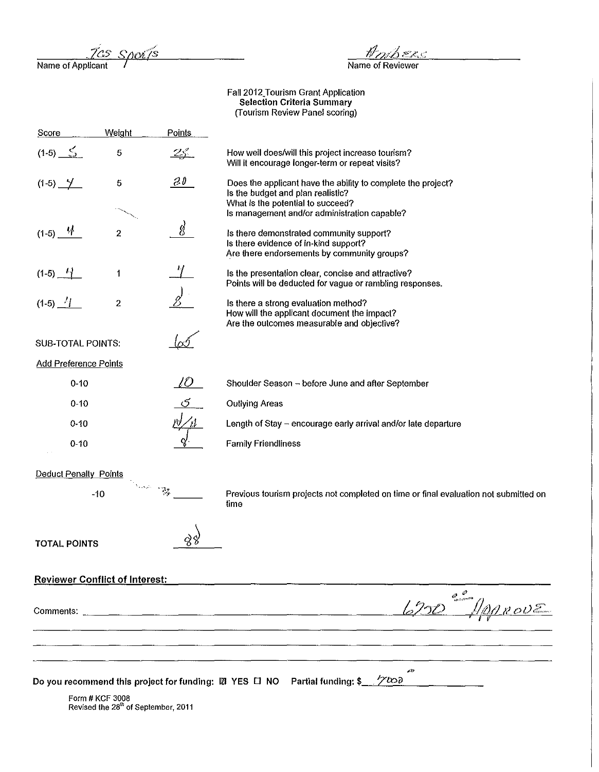TCS Sports
Name of Applicant

Anders
Name of Reviewer

Fall 2012 Tourism Grant Application
**Selection Criteria Summary**
(Tourism Review Panel scoring)

| Score | Weight | Points | |
|---|---|---|---|
| (1-5) 5 | 5 | 25 | How well does/will this project increase tourism? Will it encourage longer-term or repeat visits? |
| (1-5) 4 | 5 | 20 | Does the applicant have the ability to complete the project? Is the budget and plan realistic? What is the potential to succeed? Is management and/or administration capable? |
| (1-5) 4 | 2 | 8 | Is there demonstrated community support? Is there evidence of in-kind support? Are there endorsements by community groups? |
| (1-5) 4 | 1 | 4 | Is the presentation clear, concise and attractive? Points will be deducted for vague or rambling responses. |
| (1-5) 4 | 2 | 8 | Is there a strong evaluation method? How will the applicant document the impact? Are the outcomes measurable and objective? |

SUB-TOTAL POINTS: 65

Add Preference Points

| | Points | |
|---|---|---|
| 0-10 | 10 | Shoulder Season – before June and after September |
| 0-10 | 5 | Outlying Areas |
| 0-10 | N/A | Length of Stay – encourage early arrival and/or late departure |
| 0-10 | 8 | Family Friendliness |

Deduct Penalty Points

| | Points | |
|---|---|---|
| -10 | | Previous tourism projects not completed on time or final evaluation not submitted on time |

TOTAL POINTS 88

**Reviewer Conflict of Interest:**

Comments: 6700.00 Approve

**Do you recommend this project for funding:** ☒ YES ☐ NO **Partial funding: $** 7000.00

Form # KCF 3008
Revised the 28th of September, 2011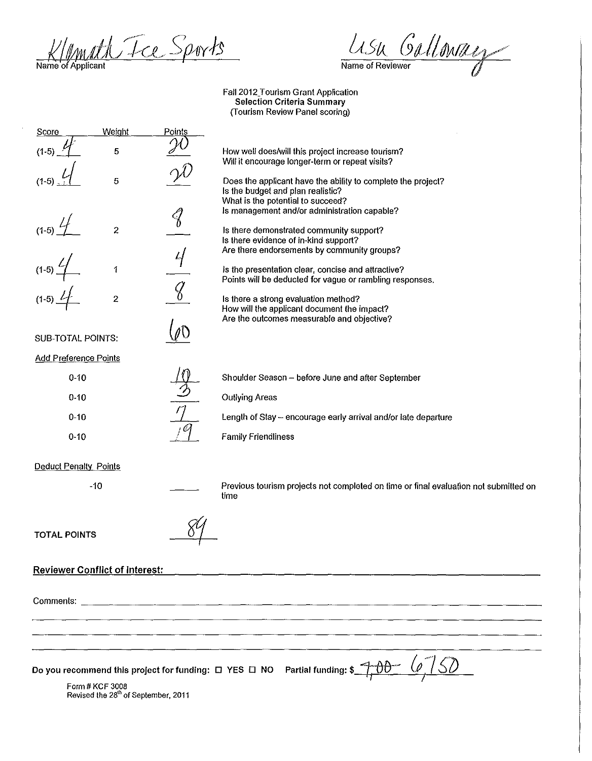Klamath Ice Sports
Name of Applicant

Lisa Galloway
Name of Reviewer

Fall 2012 Tourism Grant Application
**Selection Criteria Summary**
(Tourism Review Panel scoring)

| Score | Weight | Points | |
|---|---|---|---|
| (1-5) 4 | 5 | 20 | How well does/will this project increase tourism? Will it encourage longer-term or repeat visits? |
| (1-5) 4 | 5 | 20 | Does the applicant have the ability to complete the project? Is the budget and plan realistic? What is the potential to succeed? Is management and/or administration capable? |
| (1-5) 4 | 2 | 8 | Is there demonstrated community support? Is there evidence of in-kind support? Are there endorsements by community groups? |
| (1-5) 4 | 1 | 4 | Is the presentation clear, concise and attractive? Points will be deducted for vague or rambling responses. |
| (1-5) 4 | 2 | 8 | Is there a strong evaluation method? How will the applicant document the impact? Are the outcomes measurable and objective? |

SUB-TOTAL POINTS: 60

Add Preference Points

| Range | Points | |
|---|---|---|
| 0-10 | 10 | Shoulder Season – before June and after September |
| 0-10 | 3 | Outlying Areas |
| 0-10 | 7 | Length of Stay – encourage early arrival and/or late departure |
| 0-10 | 19 | Family Friendliness |

Deduct Penalty Points

| Range | Points | |
|---|---|---|
| -10 | ____ | Previous tourism projects not completed on time or final evaluation not submitted on time |

TOTAL POINTS 84

**Reviewer Conflict of Interest:** ________________

Comments: ________________

**Do you recommend this project for funding:** ☐ YES ☐ NO **Partial funding: $** ~~7,00~~ 6,750

Form # KCF 3008
Revised the 28th of September, 2011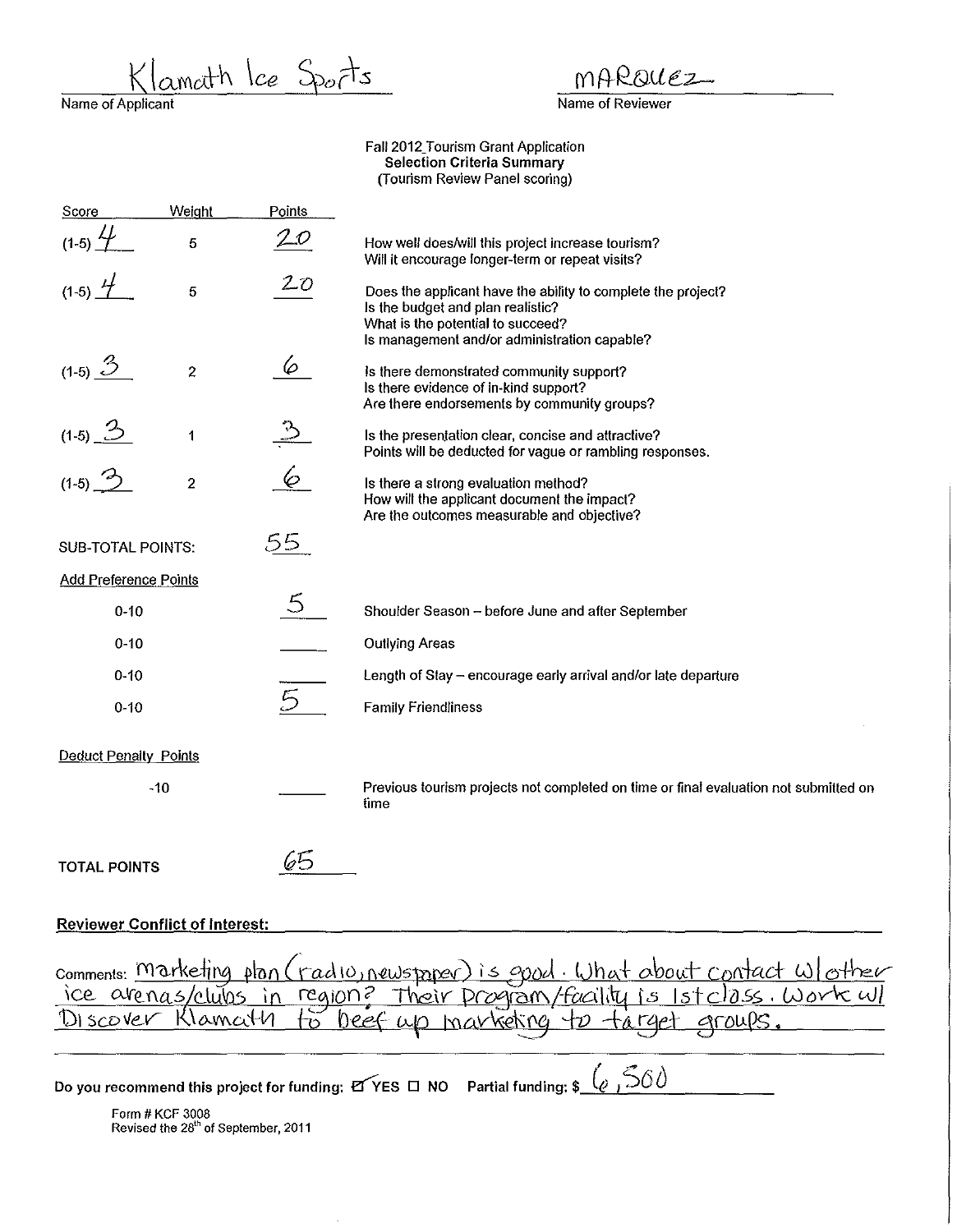Klamath Ice Sports

Name of Applicant

MARQUEZ

Name of Reviewer

Fall 2012 Tourism Grant Application
**Selection Criteria Summary**
(Tourism Review Panel scoring)

| Score | Weight | Points | |
|---|---|---|---|
| (1-5) 4 | 5 | 20 | How well does/will this project increase tourism? Will it encourage longer-term or repeat visits? |
| (1-5) 4 | 5 | 20 | Does the applicant have the ability to complete the project? Is the budget and plan realistic? What is the potential to succeed? Is management and/or administration capable? |
| (1-5) 3 | 2 | 6 | Is there demonstrated community support? Is there evidence of in-kind support? Are there endorsements by community groups? |
| (1-5) 3 | 1 | 3 | Is the presentation clear, concise and attractive? Points will be deducted for vague or rambling responses. |
| (1-5) 3 | 2 | 6 | Is there a strong evaluation method? How will the applicant document the impact? Are the outcomes measurable and objective? |
| SUB-TOTAL POINTS: | | 55 | |
| Add Preference Points | | | |
| 0-10 | | 5 | Shoulder Season – before June and after September |
| 0-10 | | | Outlying Areas |
| 0-10 | | | Length of Stay – encourage early arrival and/or late departure |
| 0-10 | | 5 | Family Friendliness |
| Deduct Penalty Points | | | |
| -10 | | | Previous tourism projects not completed on time or final evaluation not submitted on time |
| TOTAL POINTS | | 65 | |

**Reviewer Conflict of Interest:**

Comments: Marketing plan (radio, newspaper) is good. What about contact w/ other ice arenas/clubs in region? Their program/facility is 1st class. Work w/ Discover Klamath to beef up marketing to target groups.

Do you recommend this project for funding: ☑ YES ☐ NO Partial funding: $ 6,500

Form # KCF 3008
Revised the 28th of September, 2011